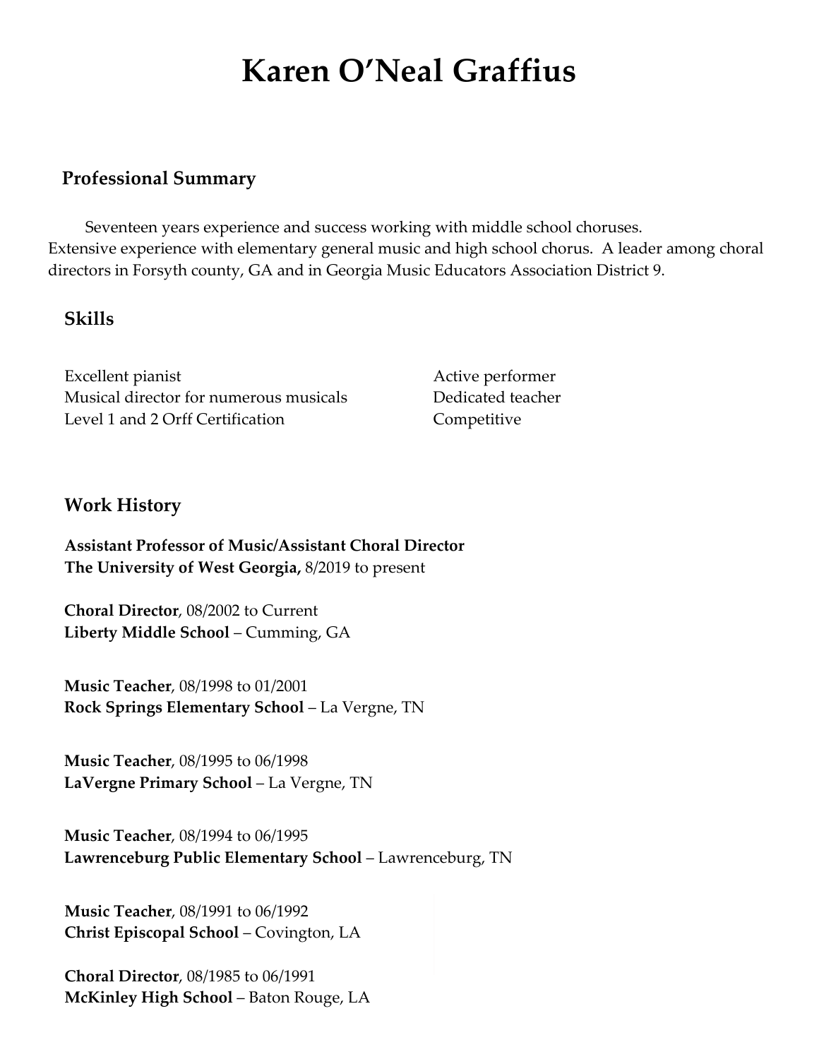# Karen O'Neal Graffius

## Professional Summary

Seventeen years experience and success working with middle school choruses. Extensive experience with elementary general music and high school chorus. A leader among choral directors in Forsyth county, GA and in Georgia Music Educators Association District 9.

## Skills

- Excellent pianist
- Musical director for numerous musicals
- Level 1 and 2 Orff Certification
- Active performer
- Dedicated teacher
- Competitive

## Work History

**Assistant Professor of Music/Assistant Choral Director**
**The University of West Georgia,** 8/2019 to present

**Choral Director**, 08/2002 to Current
**Liberty Middle School** – Cumming, GA

**Music Teacher**, 08/1998 to 01/2001
**Rock Springs Elementary School** – La Vergne, TN

**Music Teacher**, 08/1995 to 06/1998
**LaVergne Primary School** – La Vergne, TN

**Music Teacher**, 08/1994 to 06/1995
**Lawrenceburg Public Elementary School** – Lawrenceburg, TN

**Music Teacher**, 08/1991 to 06/1992
**Christ Episcopal School** – Covington, LA

**Choral Director**, 08/1985 to 06/1991
**McKinley High School** – Baton Rouge, LA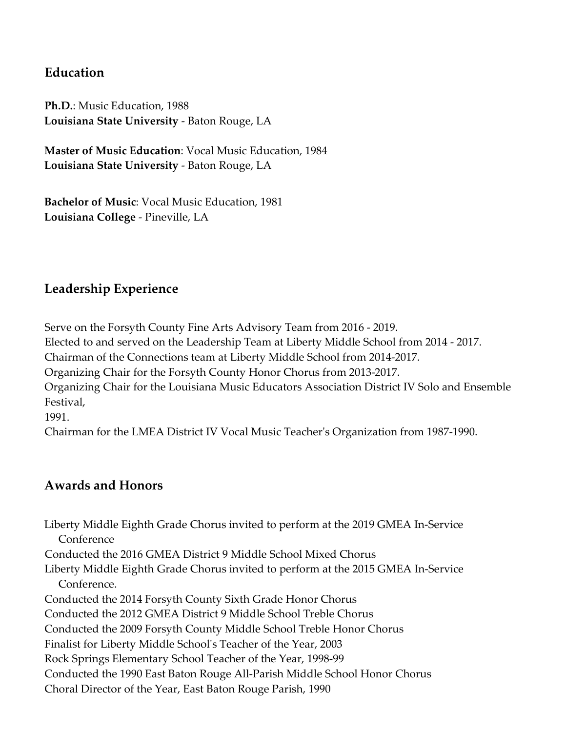## Education

**Ph.D.**: Music Education, 1988
**Louisiana State University** - Baton Rouge, LA

**Master of Music Education**: Vocal Music Education, 1984
**Louisiana State University** - Baton Rouge, LA

**Bachelor of Music**: Vocal Music Education, 1981
**Louisiana College** - Pineville, LA

## Leadership Experience

Serve on the Forsyth County Fine Arts Advisory Team from 2016 - 2019.
Elected to and served on the Leadership Team at Liberty Middle School from 2014 - 2017.
Chairman of the Connections team at Liberty Middle School from 2014-2017.
Organizing Chair for the Forsyth County Honor Chorus from 2013-2017.
Organizing Chair for the Louisiana Music Educators Association District IV Solo and Ensemble Festival,
1991.
Chairman for the LMEA District IV Vocal Music Teacher's Organization from 1987-1990.

## Awards and Honors

Liberty Middle Eighth Grade Chorus invited to perform at the 2019 GMEA In-Service Conference
Conducted the 2016 GMEA District 9 Middle School Mixed Chorus
Liberty Middle Eighth Grade Chorus invited to perform at the 2015 GMEA In-Service Conference.
Conducted the 2014 Forsyth County Sixth Grade Honor Chorus
Conducted the 2012 GMEA District 9 Middle School Treble Chorus
Conducted the 2009 Forsyth County Middle School Treble Honor Chorus
Finalist for Liberty Middle School's Teacher of the Year, 2003
Rock Springs Elementary School Teacher of the Year, 1998-99
Conducted the 1990 East Baton Rouge All-Parish Middle School Honor Chorus
Choral Director of the Year, East Baton Rouge Parish, 1990